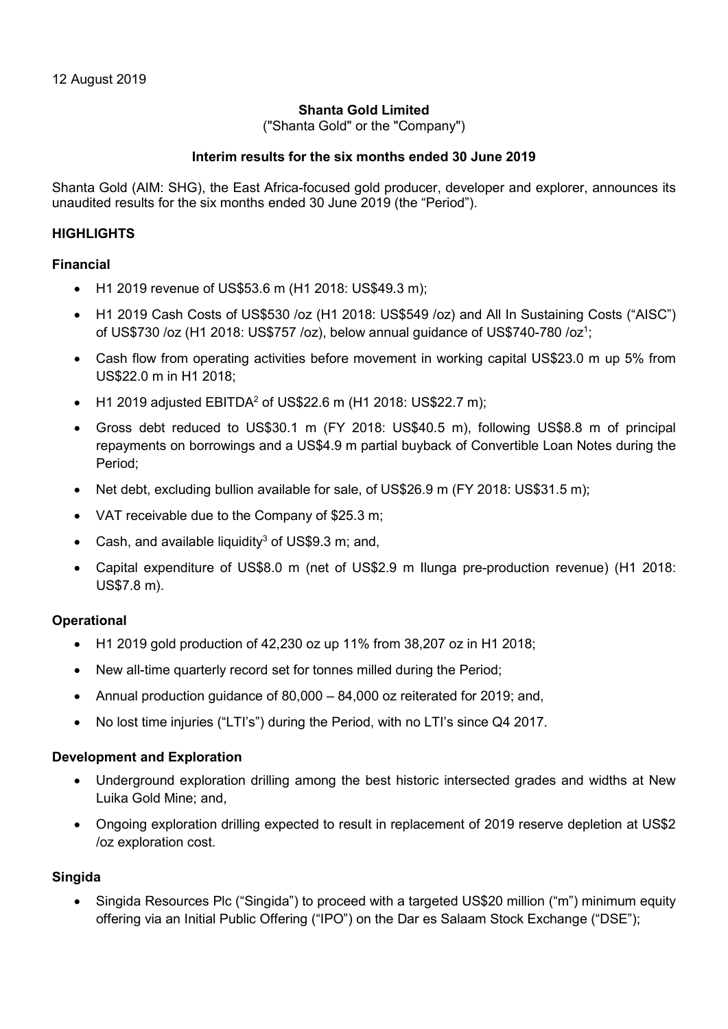12 August 2019

**Shanta Gold Limited**

("Shanta Gold" or the "Company")

**Interim results for the six months ended 30 June 2019**

Shanta Gold (AIM: SHG), the East Africa-focused gold producer, developer and explorer, announces its unaudited results for the six months ended 30 June 2019 (the "Period").

## HIGHLIGHTS

### Financial

- H1 2019 revenue of US$53.6 m (H1 2018: US$49.3 m);
- H1 2019 Cash Costs of US$530 /oz (H1 2018: US$549 /oz) and All In Sustaining Costs ("AISC") of US$730 /oz (H1 2018: US$757 /oz), below annual guidance of US$740-780 /oz[1];
- Cash flow from operating activities before movement in working capital US$23.0 m up 5% from US$22.0 m in H1 2018;
- H1 2019 adjusted EBITDA[2] of US$22.6 m (H1 2018: US$22.7 m);
- Gross debt reduced to US$30.1 m (FY 2018: US$40.5 m), following US$8.8 m of principal repayments on borrowings and a US$4.9 m partial buyback of Convertible Loan Notes during the Period;
- Net debt, excluding bullion available for sale, of US$26.9 m (FY 2018: US$31.5 m);
- VAT receivable due to the Company of $25.3 m;
- Cash, and available liquidity[3] of US$9.3 m; and,
- Capital expenditure of US$8.0 m (net of US$2.9 m Ilunga pre-production revenue) (H1 2018: US$7.8 m).

### Operational

- H1 2019 gold production of 42,230 oz up 11% from 38,207 oz in H1 2018;
- New all-time quarterly record set for tonnes milled during the Period;
- Annual production guidance of 80,000 – 84,000 oz reiterated for 2019; and,
- No lost time injuries ("LTI's") during the Period, with no LTI's since Q4 2017.

### Development and Exploration

- Underground exploration drilling among the best historic intersected grades and widths at New Luika Gold Mine; and,
- Ongoing exploration drilling expected to result in replacement of 2019 reserve depletion at US$2 /oz exploration cost.

### Singida

- Singida Resources Plc ("Singida") to proceed with a targeted US$20 million ("m") minimum equity offering via an Initial Public Offering ("IPO") on the Dar es Salaam Stock Exchange ("DSE");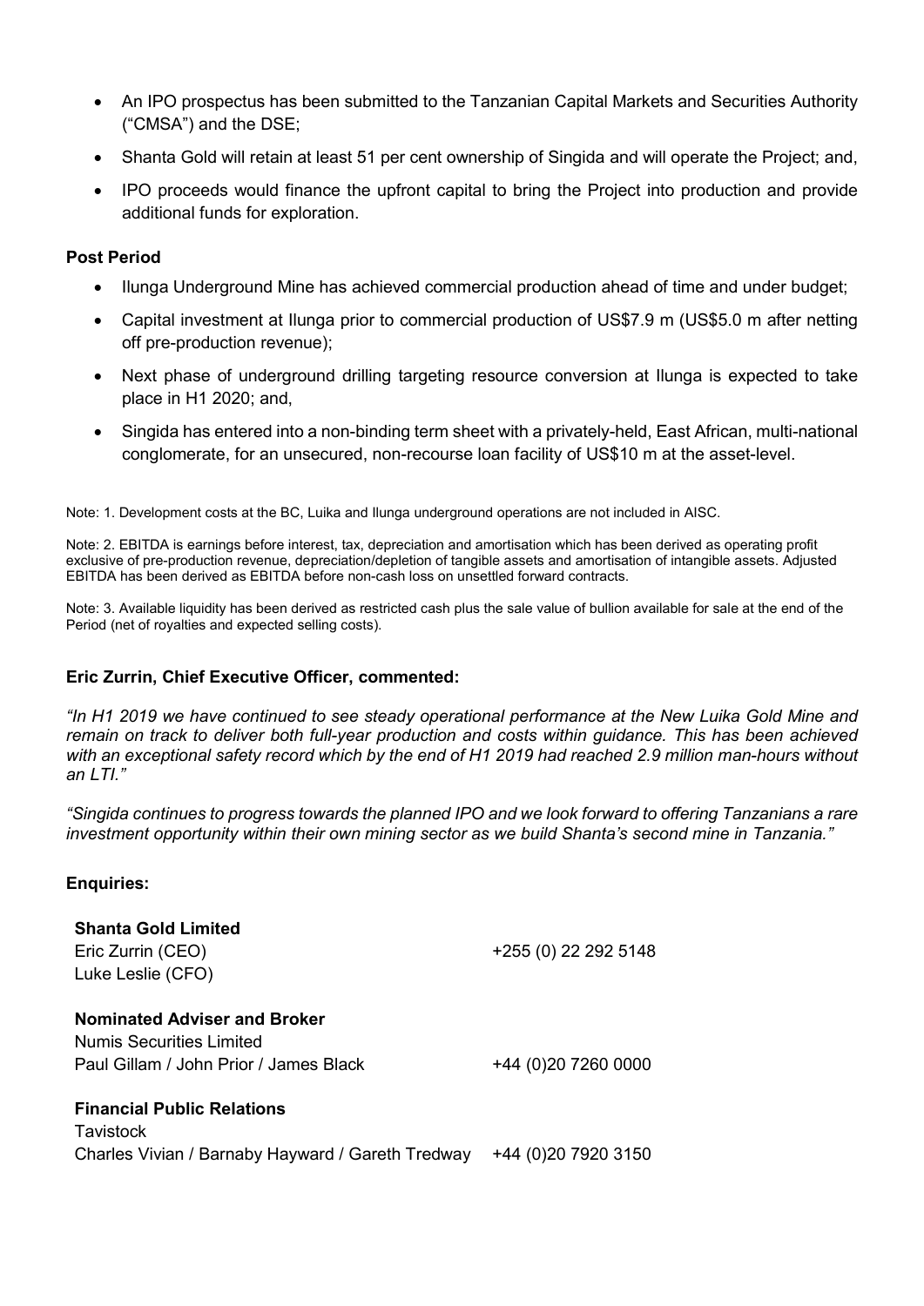- An IPO prospectus has been submitted to the Tanzanian Capital Markets and Securities Authority ("CMSA") and the DSE;
- Shanta Gold will retain at least 51 per cent ownership of Singida and will operate the Project; and,
- IPO proceeds would finance the upfront capital to bring the Project into production and provide additional funds for exploration.

**Post Period**

- Ilunga Underground Mine has achieved commercial production ahead of time and under budget;
- Capital investment at Ilunga prior to commercial production of US$7.9 m (US$5.0 m after netting off pre-production revenue);
- Next phase of underground drilling targeting resource conversion at Ilunga is expected to take place in H1 2020; and,
- Singida has entered into a non-binding term sheet with a privately-held, East African, multi-national conglomerate, for an unsecured, non-recourse loan facility of US$10 m at the asset-level.

Note: 1. Development costs at the BC, Luika and Ilunga underground operations are not included in AISC.

Note: 2. EBITDA is earnings before interest, tax, depreciation and amortisation which has been derived as operating profit exclusive of pre-production revenue, depreciation/depletion of tangible assets and amortisation of intangible assets. Adjusted EBITDA has been derived as EBITDA before non-cash loss on unsettled forward contracts.

Note: 3. Available liquidity has been derived as restricted cash plus the sale value of bullion available for sale at the end of the Period (net of royalties and expected selling costs).

**Eric Zurrin, Chief Executive Officer, commented:**

*"In H1 2019 we have continued to see steady operational performance at the New Luika Gold Mine and remain on track to deliver both full-year production and costs within guidance. This has been achieved with an exceptional safety record which by the end of H1 2019 had reached 2.9 million man-hours without an LTI."*

*"Singida continues to progress towards the planned IPO and we look forward to offering Tanzanians a rare investment opportunity within their own mining sector as we build Shanta's second mine in Tanzania."*

**Enquiries:**

**Shanta Gold Limited**
Eric Zurrin (CEO) +255 (0) 22 292 5148
Luke Leslie (CFO)

**Nominated Adviser and Broker**
Numis Securities Limited
Paul Gillam / John Prior / James Black +44 (0)20 7260 0000

**Financial Public Relations**
Tavistock
Charles Vivian / Barnaby Hayward / Gareth Tredway +44 (0)20 7920 3150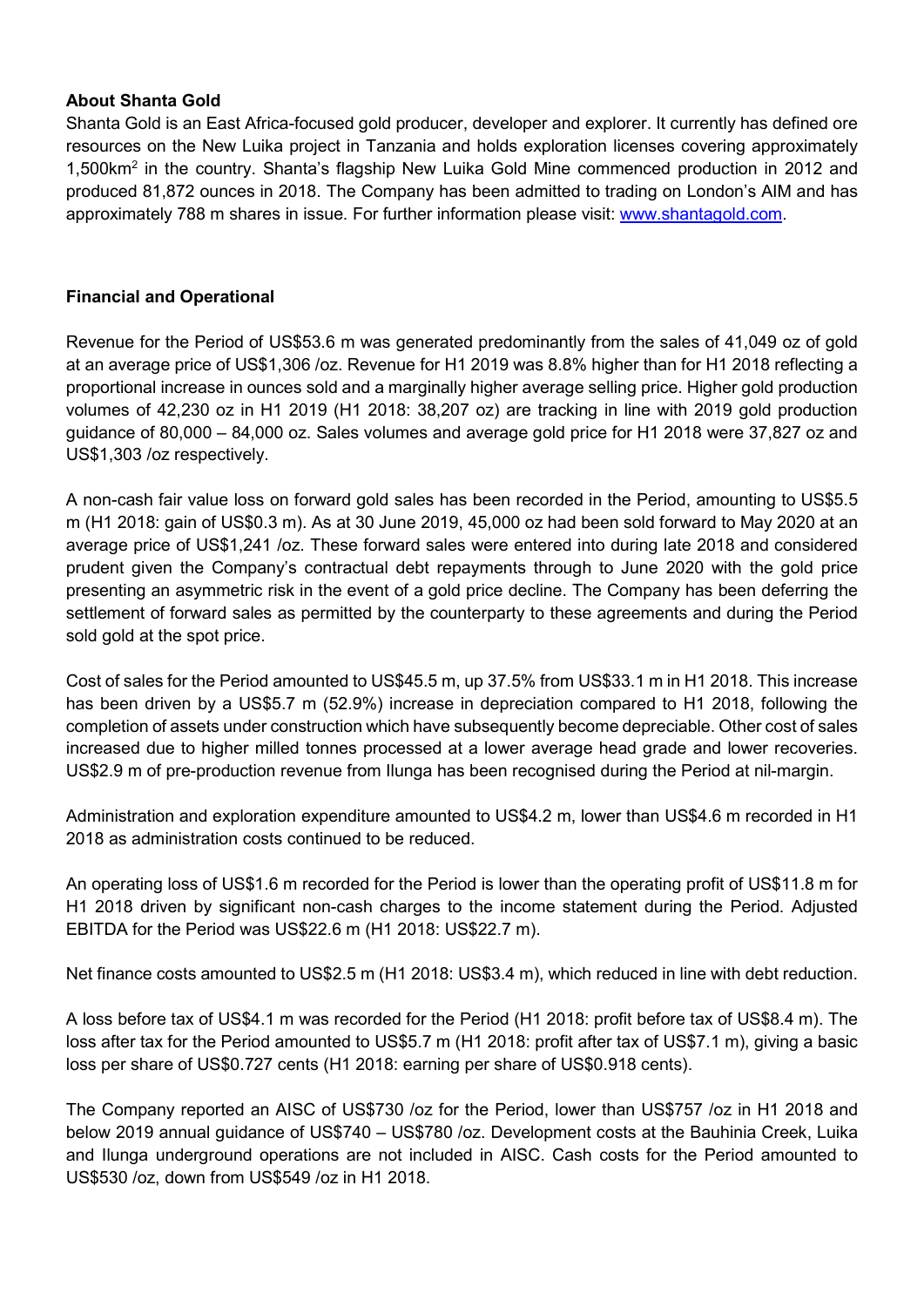**About Shanta Gold**

Shanta Gold is an East Africa-focused gold producer, developer and explorer. It currently has defined ore resources on the New Luika project in Tanzania and holds exploration licenses covering approximately 1,500km$^2$ in the country. Shanta's flagship New Luika Gold Mine commenced production in 2012 and produced 81,872 ounces in 2018. The Company has been admitted to trading on London's AIM and has approximately 788 m shares in issue. For further information please visit: www.shantagold.com.

**Financial and Operational**

Revenue for the Period of US$53.6 m was generated predominantly from the sales of 41,049 oz of gold at an average price of US$1,306 /oz. Revenue for H1 2019 was 8.8% higher than for H1 2018 reflecting a proportional increase in ounces sold and a marginally higher average selling price. Higher gold production volumes of 42,230 oz in H1 2019 (H1 2018: 38,207 oz) are tracking in line with 2019 gold production guidance of 80,000 – 84,000 oz. Sales volumes and average gold price for H1 2018 were 37,827 oz and US$1,303 /oz respectively.

A non-cash fair value loss on forward gold sales has been recorded in the Period, amounting to US$5.5 m (H1 2018: gain of US$0.3 m). As at 30 June 2019, 45,000 oz had been sold forward to May 2020 at an average price of US$1,241 /oz. These forward sales were entered into during late 2018 and considered prudent given the Company's contractual debt repayments through to June 2020 with the gold price presenting an asymmetric risk in the event of a gold price decline. The Company has been deferring the settlement of forward sales as permitted by the counterparty to these agreements and during the Period sold gold at the spot price.

Cost of sales for the Period amounted to US$45.5 m, up 37.5% from US$33.1 m in H1 2018. This increase has been driven by a US$5.7 m (52.9%) increase in depreciation compared to H1 2018, following the completion of assets under construction which have subsequently become depreciable. Other cost of sales increased due to higher milled tonnes processed at a lower average head grade and lower recoveries. US$2.9 m of pre-production revenue from Ilunga has been recognised during the Period at nil-margin.

Administration and exploration expenditure amounted to US$4.2 m, lower than US$4.6 m recorded in H1 2018 as administration costs continued to be reduced.

An operating loss of US$1.6 m recorded for the Period is lower than the operating profit of US$11.8 m for H1 2018 driven by significant non-cash charges to the income statement during the Period. Adjusted EBITDA for the Period was US$22.6 m (H1 2018: US$22.7 m).

Net finance costs amounted to US$2.5 m (H1 2018: US$3.4 m), which reduced in line with debt reduction.

A loss before tax of US$4.1 m was recorded for the Period (H1 2018: profit before tax of US$8.4 m). The loss after tax for the Period amounted to US$5.7 m (H1 2018: profit after tax of US$7.1 m), giving a basic loss per share of US$0.727 cents (H1 2018: earning per share of US$0.918 cents).

The Company reported an AISC of US$730 /oz for the Period, lower than US$757 /oz in H1 2018 and below 2019 annual guidance of US$740 – US$780 /oz. Development costs at the Bauhinia Creek, Luika and Ilunga underground operations are not included in AISC. Cash costs for the Period amounted to US$530 /oz, down from US$549 /oz in H1 2018.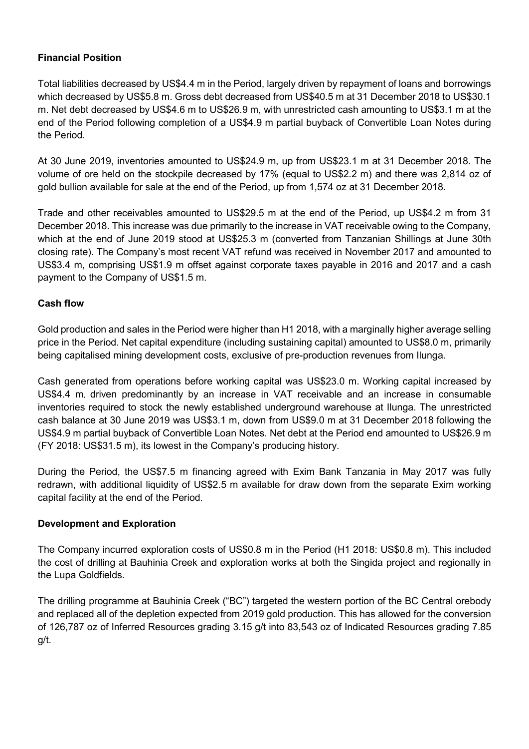**Financial Position**

Total liabilities decreased by US$4.4 m in the Period, largely driven by repayment of loans and borrowings which decreased by US$5.8 m. Gross debt decreased from US$40.5 m at 31 December 2018 to US$30.1 m. Net debt decreased by US$4.6 m to US$26.9 m, with unrestricted cash amounting to US$3.1 m at the end of the Period following completion of a US$4.9 m partial buyback of Convertible Loan Notes during the Period.

At 30 June 2019, inventories amounted to US$24.9 m, up from US$23.1 m at 31 December 2018. The volume of ore held on the stockpile decreased by 17% (equal to US$2.2 m) and there was 2,814 oz of gold bullion available for sale at the end of the Period, up from 1,574 oz at 31 December 2018.

Trade and other receivables amounted to US$29.5 m at the end of the Period, up US$4.2 m from 31 December 2018. This increase was due primarily to the increase in VAT receivable owing to the Company, which at the end of June 2019 stood at US$25.3 m (converted from Tanzanian Shillings at June 30th closing rate). The Company's most recent VAT refund was received in November 2017 and amounted to US$3.4 m, comprising US$1.9 m offset against corporate taxes payable in 2016 and 2017 and a cash payment to the Company of US$1.5 m.

**Cash flow**

Gold production and sales in the Period were higher than H1 2018, with a marginally higher average selling price in the Period. Net capital expenditure (including sustaining capital) amounted to US$8.0 m, primarily being capitalised mining development costs, exclusive of pre-production revenues from Ilunga.

Cash generated from operations before working capital was US$23.0 m. Working capital increased by US$4.4 m, driven predominantly by an increase in VAT receivable and an increase in consumable inventories required to stock the newly established underground warehouse at Ilunga. The unrestricted cash balance at 30 June 2019 was US$3.1 m, down from US$9.0 m at 31 December 2018 following the US$4.9 m partial buyback of Convertible Loan Notes. Net debt at the Period end amounted to US$26.9 m (FY 2018: US$31.5 m), its lowest in the Company's producing history.

During the Period, the US$7.5 m financing agreed with Exim Bank Tanzania in May 2017 was fully redrawn, with additional liquidity of US$2.5 m available for draw down from the separate Exim working capital facility at the end of the Period.

**Development and Exploration**

The Company incurred exploration costs of US$0.8 m in the Period (H1 2018: US$0.8 m). This included the cost of drilling at Bauhinia Creek and exploration works at both the Singida project and regionally in the Lupa Goldfields.

The drilling programme at Bauhinia Creek ("BC") targeted the western portion of the BC Central orebody and replaced all of the depletion expected from 2019 gold production. This has allowed for the conversion of 126,787 oz of Inferred Resources grading 3.15 g/t into 83,543 oz of Indicated Resources grading 7.85 g/t.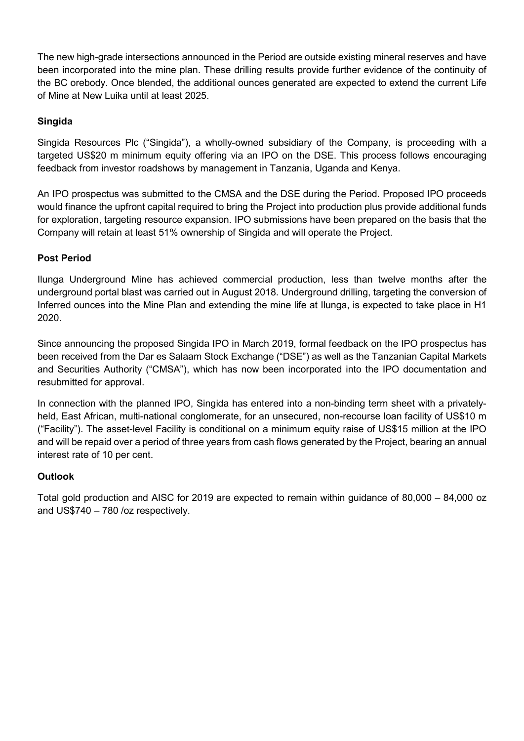The new high-grade intersections announced in the Period are outside existing mineral reserves and have been incorporated into the mine plan. These drilling results provide further evidence of the continuity of the BC orebody. Once blended, the additional ounces generated are expected to extend the current Life of Mine at New Luika until at least 2025.

**Singida**

Singida Resources Plc ("Singida"), a wholly-owned subsidiary of the Company, is proceeding with a targeted US$20 m minimum equity offering via an IPO on the DSE. This process follows encouraging feedback from investor roadshows by management in Tanzania, Uganda and Kenya.

An IPO prospectus was submitted to the CMSA and the DSE during the Period. Proposed IPO proceeds would finance the upfront capital required to bring the Project into production plus provide additional funds for exploration, targeting resource expansion. IPO submissions have been prepared on the basis that the Company will retain at least 51% ownership of Singida and will operate the Project.

**Post Period**

Ilunga Underground Mine has achieved commercial production, less than twelve months after the underground portal blast was carried out in August 2018. Underground drilling, targeting the conversion of Inferred ounces into the Mine Plan and extending the mine life at Ilunga, is expected to take place in H1 2020.

Since announcing the proposed Singida IPO in March 2019, formal feedback on the IPO prospectus has been received from the Dar es Salaam Stock Exchange ("DSE") as well as the Tanzanian Capital Markets and Securities Authority ("CMSA"), which has now been incorporated into the IPO documentation and resubmitted for approval.

In connection with the planned IPO, Singida has entered into a non-binding term sheet with a privately-held, East African, multi-national conglomerate, for an unsecured, non-recourse loan facility of US$10 m ("Facility"). The asset-level Facility is conditional on a minimum equity raise of US$15 million at the IPO and will be repaid over a period of three years from cash flows generated by the Project, bearing an annual interest rate of 10 per cent.

**Outlook**

Total gold production and AISC for 2019 are expected to remain within guidance of 80,000 – 84,000 oz and US$740 – 780 /oz respectively.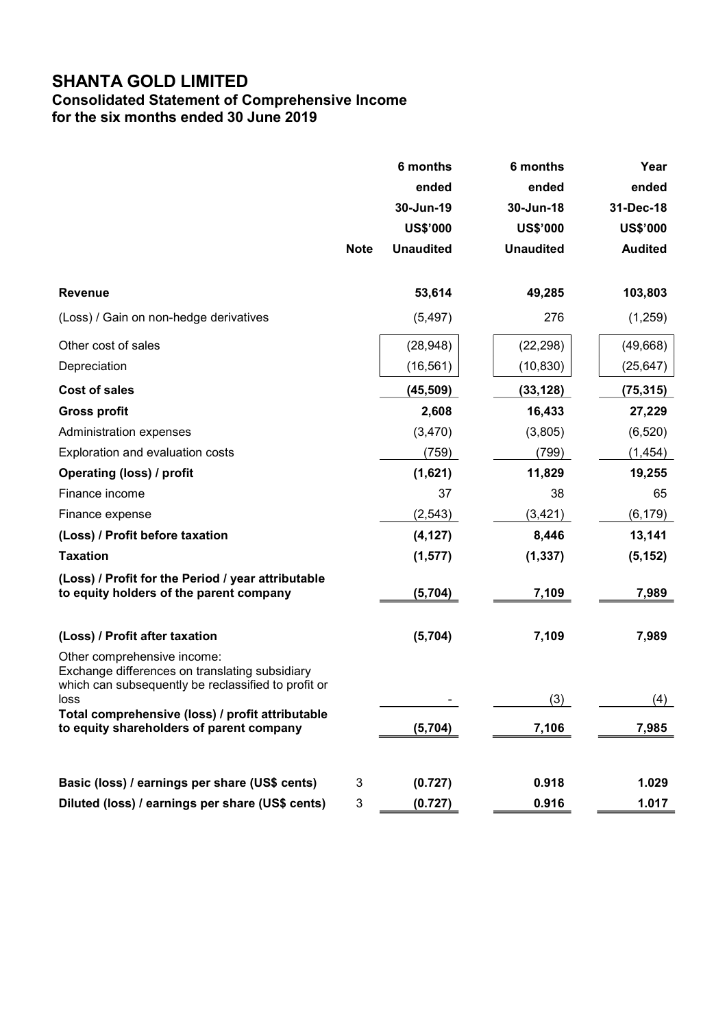# SHANTA GOLD LIMITED

## Consolidated Statement of Comprehensive Income

### for the six months ended 30 June 2019

| | Note | 6 months ended 30-Jun-19 US$'000 Unaudited | 6 months ended 30-Jun-18 US$'000 Unaudited | Year ended 31-Dec-18 US$'000 Audited |
|---|---|---|---|---|
| **Revenue** | | **53,614** | **49,285** | **103,803** |
| (Loss) / Gain on non-hedge derivatives | | (5,497) | 276 | (1,259) |
| Other cost of sales | | (28,948) | (22,298) | (49,668) |
| Depreciation | | (16,561) | (10,830) | (25,647) |
| **Cost of sales** | | **(45,509)** | **(33,128)** | **(75,315)** |
| **Gross profit** | | **2,608** | **16,433** | **27,229** |
| Administration expenses | | (3,470) | (3,805) | (6,520) |
| Exploration and evaluation costs | | (759) | (799) | (1,454) |
| **Operating (loss) / profit** | | **(1,621)** | **11,829** | **19,255** |
| Finance income | | 37 | 38 | 65 |
| Finance expense | | (2,543) | (3,421) | (6,179) |
| **(Loss) / Profit before taxation** | | **(4,127)** | **8,446** | **13,141** |
| **Taxation** | | **(1,577)** | **(1,337)** | **(5,152)** |
| **(Loss) / Profit for the Period / year attributable to equity holders of the parent company** | | **(5,704)** | **7,109** | **7,989** |
| | | | | |
| **(Loss) / Profit after taxation** | | **(5,704)** | **7,109** | **7,989** |
| Other comprehensive income: Exchange differences on translating subsidiary which can subsequently be reclassified to profit or loss | | - | (3) | (4) |
| **Total comprehensive (loss) / profit attributable to equity shareholders of parent company** | | **(5,704)** | **7,106** | **7,985** |
| | | | | |
| **Basic (loss) / earnings per share (US$ cents)** | 3 | **(0.727)** | **0.918** | **1.029** |
| **Diluted (loss) / earnings per share (US$ cents)** | 3 | **(0.727)** | **0.916** | **1.017** |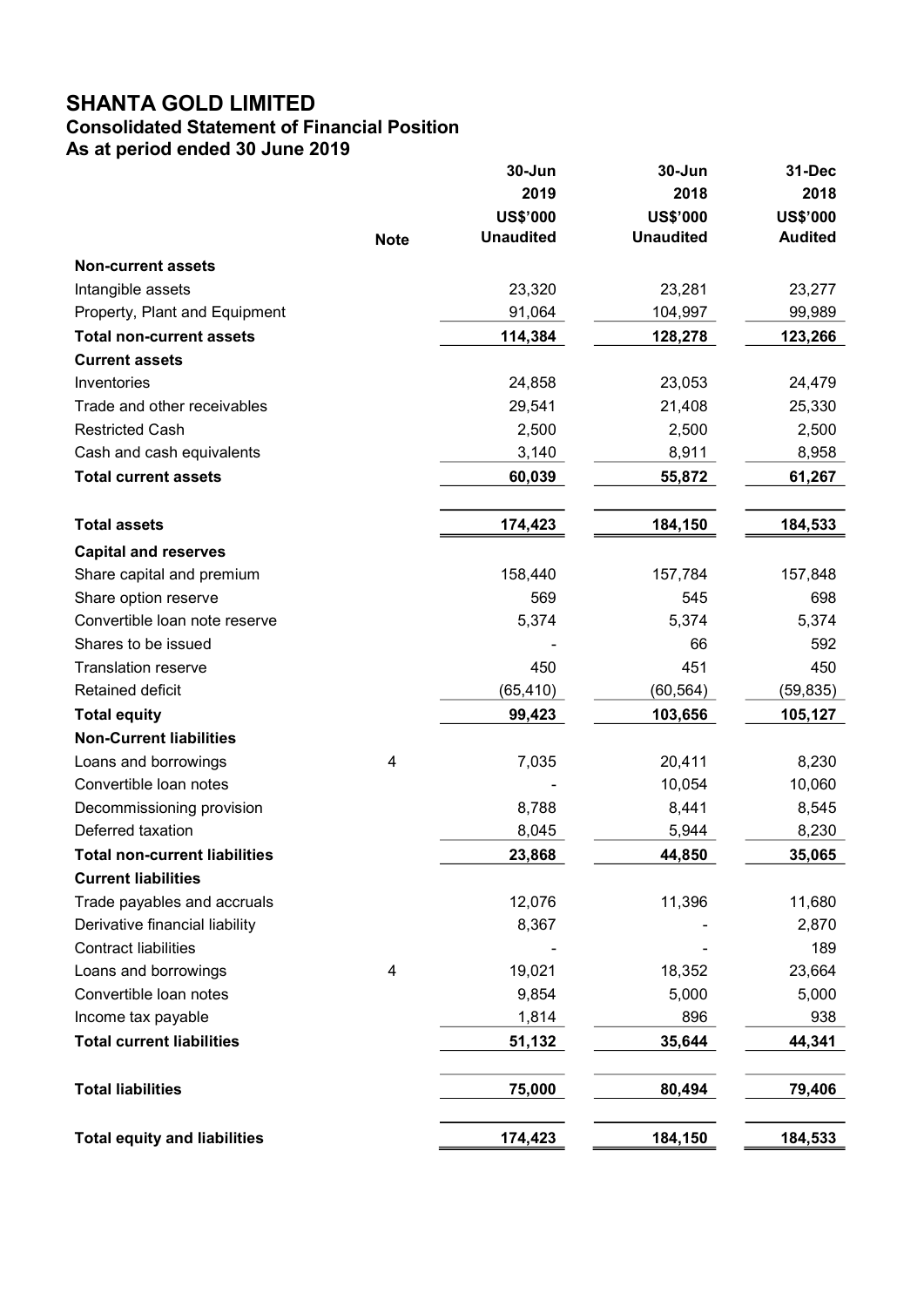# SHANTA GOLD LIMITED

## Consolidated Statement of Financial Position

### As at period ended 30 June 2019

| | Note | 30-Jun 2019 US$'000 Unaudited | 30-Jun 2018 US$'000 Unaudited | 31-Dec 2018 US$'000 Audited |
|---|---|---|---|---|
| **Non-current assets** | | | | |
| Intangible assets | | 23,320 | 23,281 | 23,277 |
| Property, Plant and Equipment | | 91,064 | 104,997 | 99,989 |
| **Total non-current assets** | | **114,384** | **128,278** | **123,266** |
| **Current assets** | | | | |
| Inventories | | 24,858 | 23,053 | 24,479 |
| Trade and other receivables | | 29,541 | 21,408 | 25,330 |
| Restricted Cash | | 2,500 | 2,500 | 2,500 |
| Cash and cash equivalents | | 3,140 | 8,911 | 8,958 |
| **Total current assets** | | **60,039** | **55,872** | **61,267** |
| | | | | |
| **Total assets** | | **174,423** | **184,150** | **184,533** |
| **Capital and reserves** | | | | |
| Share capital and premium | | 158,440 | 157,784 | 157,848 |
| Share option reserve | | 569 | 545 | 698 |
| Convertible loan note reserve | | 5,374 | 5,374 | 5,374 |
| Shares to be issued | | - | 66 | 592 |
| Translation reserve | | 450 | 451 | 450 |
| Retained deficit | | (65,410) | (60,564) | (59,835) |
| **Total equity** | | **99,423** | **103,656** | **105,127** |
| **Non-Current liabilities** | | | | |
| Loans and borrowings | 4 | 7,035 | 20,411 | 8,230 |
| Convertible loan notes | | - | 10,054 | 10,060 |
| Decommissioning provision | | 8,788 | 8,441 | 8,545 |
| Deferred taxation | | 8,045 | 5,944 | 8,230 |
| **Total non-current liabilities** | | **23,868** | **44,850** | **35,065** |
| **Current liabilities** | | | | |
| Trade payables and accruals | | 12,076 | 11,396 | 11,680 |
| Derivative financial liability | | 8,367 | - | 2,870 |
| Contract liabilities | | - | - | 189 |
| Loans and borrowings | 4 | 19,021 | 18,352 | 23,664 |
| Convertible loan notes | | 9,854 | 5,000 | 5,000 |
| Income tax payable | | 1,814 | 896 | 938 |
| **Total current liabilities** | | **51,132** | **35,644** | **44,341** |
| | | | | |
| **Total liabilities** | | **75,000** | **80,494** | **79,406** |
| | | | | |
| **Total equity and liabilities** | | **174,423** | **184,150** | **184,533** |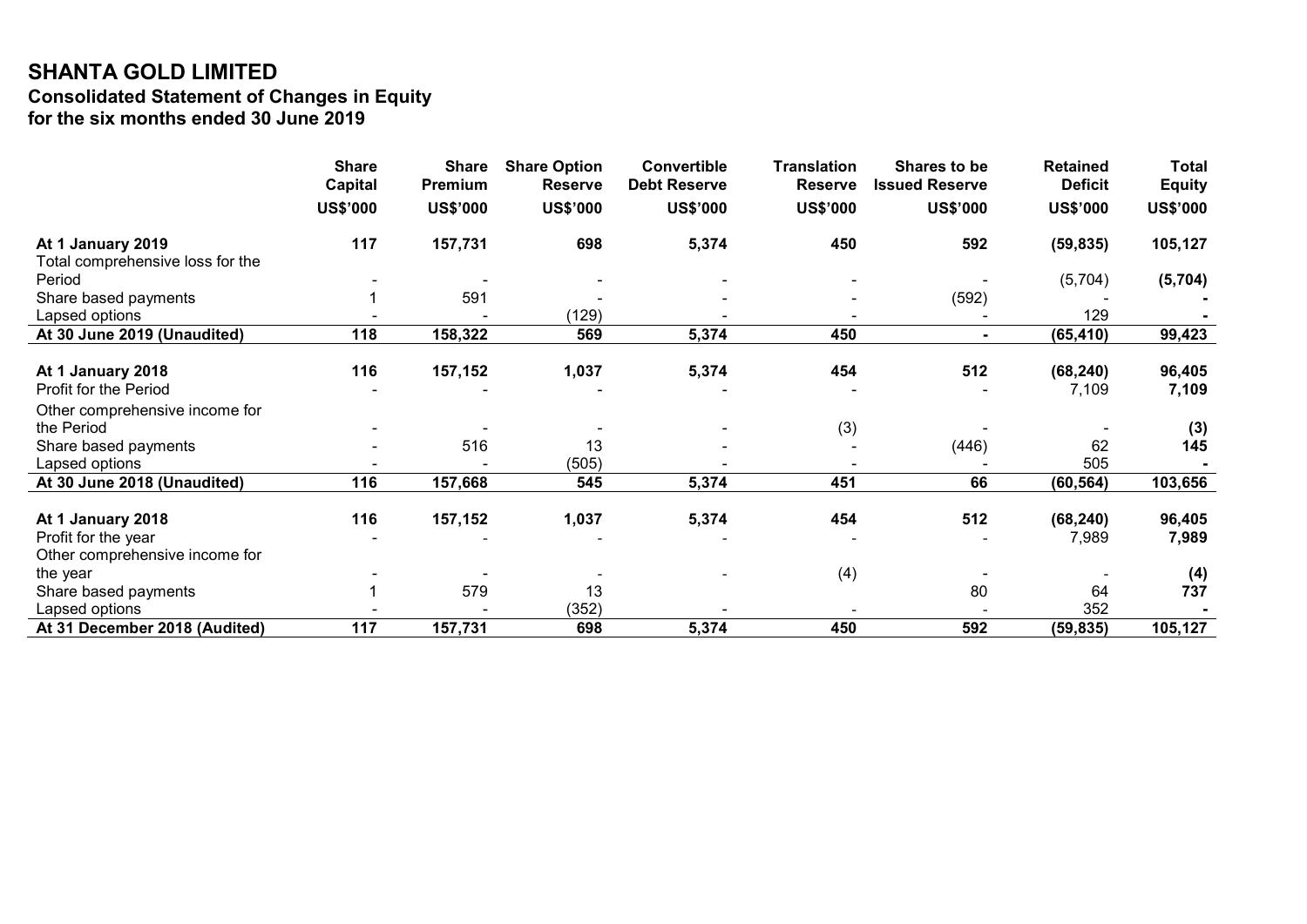# SHANTA GOLD LIMITED

## Consolidated Statement of Changes in Equity

### for the six months ended 30 June 2019

| | Share Capital | Share Premium | Share Option Reserve | Convertible Debt Reserve | Translation Reserve | Shares to be Issued Reserve | Retained Deficit | Total Equity |
|---|---|---|---|---|---|---|---|---|
| | US$'000 | US$'000 | US$'000 | US$'000 | US$'000 | US$'000 | US$'000 | US$'000 |
| **At 1 January 2019** | **117** | **157,731** | **698** | **5,374** | **450** | **592** | **(59,835)** | **105,127** |
| Total comprehensive loss for the Period | - | - | - | - | - | - | (5,704) | **(5,704)** |
| Share based payments | 1 | 591 | - | - | - | (592) | - | **-** |
| Lapsed options | - | - | (129) | - | - | - | 129 | **-** |
| **At 30 June 2019 (Unaudited)** | **118** | **158,322** | **569** | **5,374** | **450** | **-** | **(65,410)** | **99,423** |
| | | | | | | | | |
| **At 1 January 2018** | **116** | **157,152** | **1,037** | **5,374** | **454** | **512** | **(68,240)** | **96,405** |
| Profit for the Period | - | - | - | - | - | - | 7,109 | **7,109** |
| Other comprehensive income for the Period | - | - | - | - | (3) | - | - | **(3)** |
| Share based payments | - | 516 | 13 | - | - | (446) | 62 | **145** |
| Lapsed options | - | - | (505) | - | - | - | 505 | **-** |
| **At 30 June 2018 (Unaudited)** | **116** | **157,668** | **545** | **5,374** | **451** | **66** | **(60,564)** | **103,656** |
| | | | | | | | | |
| **At 1 January 2018** | **116** | **157,152** | **1,037** | **5,374** | **454** | **512** | **(68,240)** | **96,405** |
| Profit for the year | - | - | - | - | - | - | 7,989 | **7,989** |
| Other comprehensive income for the year | - | - | - | - | (4) | - | - | **(4)** |
| Share based payments | 1 | 579 | 13 | | | 80 | 64 | **737** |
| Lapsed options | - | - | (352) | - | - | - | 352 | **-** |
| **At 31 December 2018 (Audited)** | **117** | **157,731** | **698** | **5,374** | **450** | **592** | **(59,835)** | **105,127** |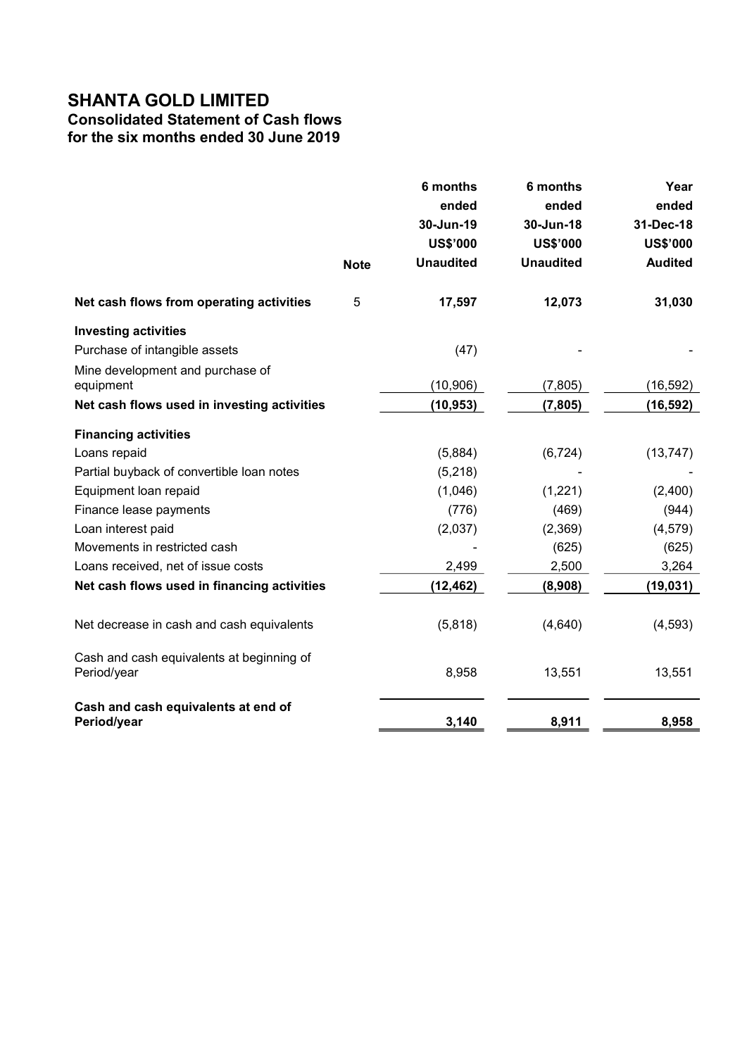# SHANTA GOLD LIMITED

## Consolidated Statement of Cash flows

## for the six months ended 30 June 2019

| | Note | 6 months ended 30-Jun-19 US$'000 Unaudited | 6 months ended 30-Jun-18 US$'000 Unaudited | Year ended 31-Dec-18 US$'000 Audited |
|---|---|---|---|---|
| **Net cash flows from operating activities** | 5 | **17,597** | **12,073** | **31,030** |
| **Investing activities** | | | | |
| Purchase of intangible assets | | (47) | - | - |
| Mine development and purchase of equipment | | (10,906) | (7,805) | (16,592) |
| **Net cash flows used in investing activities** | | **(10,953)** | **(7,805)** | **(16,592)** |
| **Financing activities** | | | | |
| Loans repaid | | (5,884) | (6,724) | (13,747) |
| Partial buyback of convertible loan notes | | (5,218) | - | - |
| Equipment loan repaid | | (1,046) | (1,221) | (2,400) |
| Finance lease payments | | (776) | (469) | (944) |
| Loan interest paid | | (2,037) | (2,369) | (4,579) |
| Movements in restricted cash | | - | (625) | (625) |
| Loans received, net of issue costs | | 2,499 | 2,500 | 3,264 |
| **Net cash flows used in financing activities** | | **(12,462)** | **(8,908)** | **(19,031)** |
| Net decrease in cash and cash equivalents | | (5,818) | (4,640) | (4,593) |
| Cash and cash equivalents at beginning of Period/year | | 8,958 | 13,551 | 13,551 |
| **Cash and cash equivalents at end of Period/year** | | **3,140** | **8,911** | **8,958** |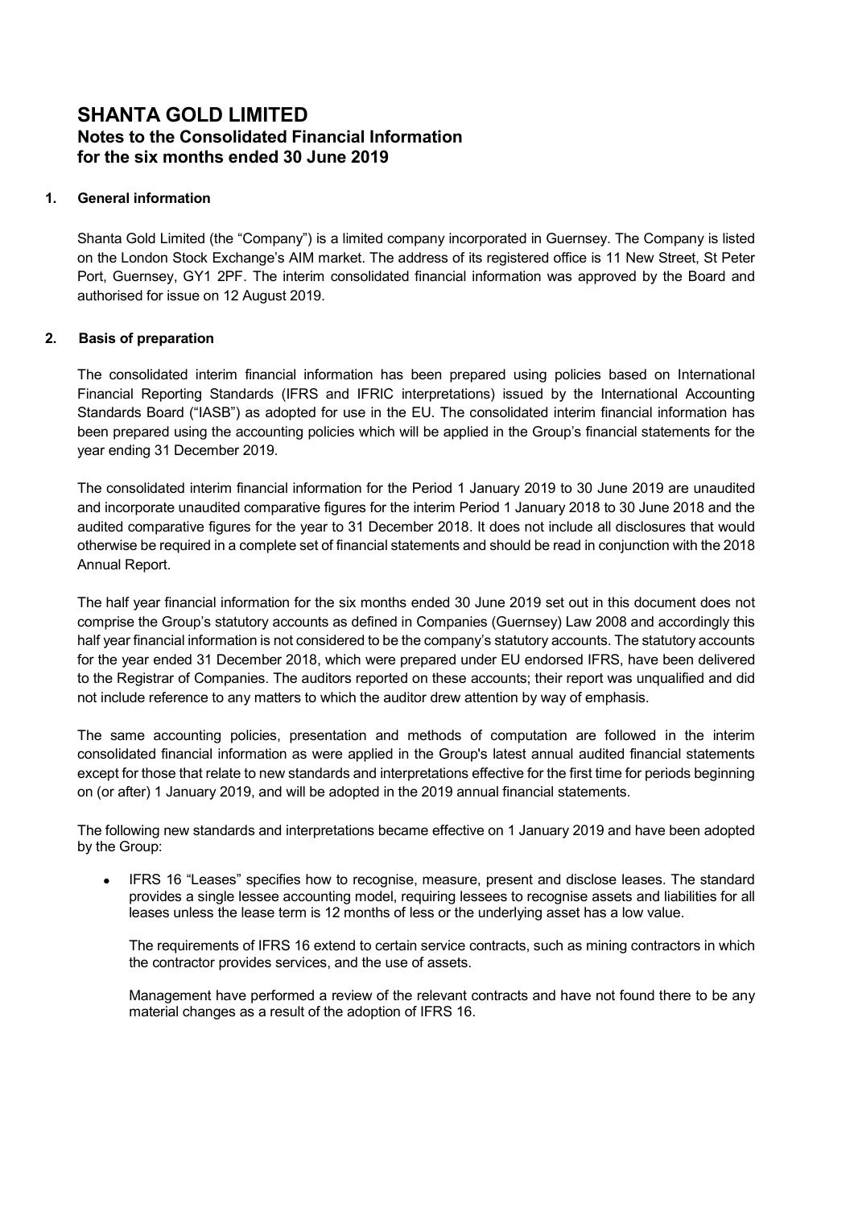# SHANTA GOLD LIMITED
## Notes to the Consolidated Financial Information for the six months ended 30 June 2019

### 1. General information

Shanta Gold Limited (the "Company") is a limited company incorporated in Guernsey. The Company is listed on the London Stock Exchange's AIM market. The address of its registered office is 11 New Street, St Peter Port, Guernsey, GY1 2PF. The interim consolidated financial information was approved by the Board and authorised for issue on 12 August 2019.

### 2. Basis of preparation

The consolidated interim financial information has been prepared using policies based on International Financial Reporting Standards (IFRS and IFRIC interpretations) issued by the International Accounting Standards Board ("IASB") as adopted for use in the EU. The consolidated interim financial information has been prepared using the accounting policies which will be applied in the Group's financial statements for the year ending 31 December 2019.

The consolidated interim financial information for the Period 1 January 2019 to 30 June 2019 are unaudited and incorporate unaudited comparative figures for the interim Period 1 January 2018 to 30 June 2018 and the audited comparative figures for the year to 31 December 2018. It does not include all disclosures that would otherwise be required in a complete set of financial statements and should be read in conjunction with the 2018 Annual Report.

The half year financial information for the six months ended 30 June 2019 set out in this document does not comprise the Group's statutory accounts as defined in Companies (Guernsey) Law 2008 and accordingly this half year financial information is not considered to be the company's statutory accounts. The statutory accounts for the year ended 31 December 2018, which were prepared under EU endorsed IFRS, have been delivered to the Registrar of Companies. The auditors reported on these accounts; their report was unqualified and did not include reference to any matters to which the auditor drew attention by way of emphasis.

The same accounting policies, presentation and methods of computation are followed in the interim consolidated financial information as were applied in the Group's latest annual audited financial statements except for those that relate to new standards and interpretations effective for the first time for periods beginning on (or after) 1 January 2019, and will be adopted in the 2019 annual financial statements.

The following new standards and interpretations became effective on 1 January 2019 and have been adopted by the Group:

- IFRS 16 "Leases" specifies how to recognise, measure, present and disclose leases. The standard provides a single lessee accounting model, requiring lessees to recognise assets and liabilities for all leases unless the lease term is 12 months of less or the underlying asset has a low value.

  The requirements of IFRS 16 extend to certain service contracts, such as mining contractors in which the contractor provides services, and the use of assets.

  Management have performed a review of the relevant contracts and have not found there to be any material changes as a result of the adoption of IFRS 16.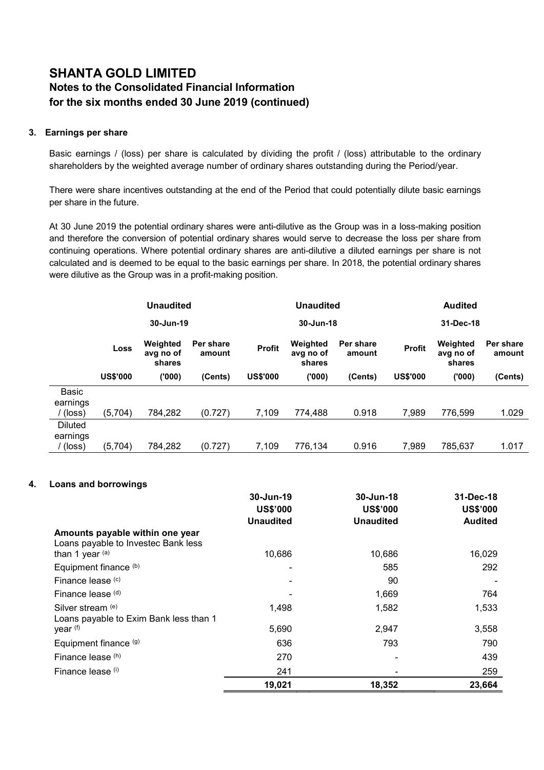# SHANTA GOLD LIMITED

## Notes to the Consolidated Financial Information for the six months ended 30 June 2019 (continued)

### 3. Earnings per share

Basic earnings / (loss) per share is calculated by dividing the profit / (loss) attributable to the ordinary shareholders by the weighted average number of ordinary shares outstanding during the Period/year.

There were share incentives outstanding at the end of the Period that could potentially dilute basic earnings per share in the future.

At 30 June 2019 the potential ordinary shares were anti-dilutive as the Group was in a loss-making position and therefore the conversion of potential ordinary shares would serve to decrease the loss per share from continuing operations. Where potential ordinary shares are anti-dilutive a diluted earnings per share is not calculated and is deemed to be equal to the basic earnings per share. In 2018, the potential ordinary shares were dilutive as the Group was in a profit-making position.

| | Unaudited | | | Unaudited | | | Audited | | |
|---|---|---|---|---|---|---|---|---|---|
| | 30-Jun-19 | | | 30-Jun-18 | | | 31-Dec-18 | | |
| | Loss | Weighted avg no of shares | Per share amount | Profit | Weighted avg no of shares | Per share amount | Profit | Weighted avg no of shares | Per share amount |
| | US$'000 | ('000) | (Cents) | US$'000 | ('000) | (Cents) | US$'000 | ('000) | (Cents) |
| Basic earnings / (loss) | (5,704) | 784,282 | (0.727) | 7,109 | 774,488 | 0.918 | 7,989 | 776,599 | 1.029 |
| Diluted earnings / (loss) | (5,704) | 784,282 | (0.727) | 7,109 | 776,134 | 0.916 | 7,989 | 785,637 | 1.017 |

### 4. Loans and borrowings

| | 30-Jun-19 US$'000 Unaudited | 30-Jun-18 US$'000 Unaudited | 31-Dec-18 US$'000 Audited |
|---|---|---|---|
| **Amounts payable within one year** | | | |
| Loans payable to Investec Bank less than 1 year [(a)] | 10,686 | 10,686 | 16,029 |
| Equipment finance [(b)] | - | 585 | 292 |
| Finance lease [(c)] | - | 90 | - |
| Finance lease [(d)] | - | 1,669 | 764 |
| Silver stream [(e)] | 1,498 | 1,582 | 1,533 |
| Loans payable to Exim Bank less than 1 year [(f)] | 5,690 | 2,947 | 3,558 |
| Equipment finance [(g)] | 636 | 793 | 790 |
| Finance lease [(h)] | 270 | - | 439 |
| Finance lease [(i)] | 241 | - | 259 |
| | **19,021** | **18,352** | **23,664** |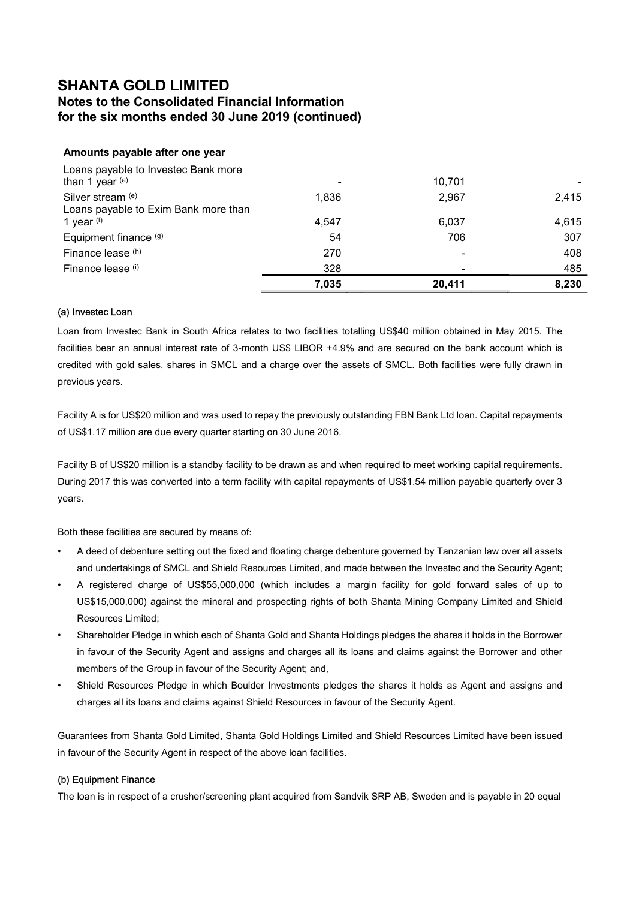# SHANTA GOLD LIMITED
## Notes to the Consolidated Financial Information for the six months ended 30 June 2019 (continued)

| Amounts payable after one year | | | |
|---|---|---|---|
| Loans payable to Investec Bank more than 1 year [(a)] | - | 10,701 | - |
| Silver stream [(e)] | 1,836 | 2,967 | 2,415 |
| Loans payable to Exim Bank more than 1 year [(f)] | 4,547 | 6,037 | 4,615 |
| Equipment finance [(g)] | 54 | 706 | 307 |
| Finance lease [(h)] | 270 | - | 408 |
| Finance lease [(i)] | 328 | - | 485 |
| | **7,035** | **20,411** | **8,230** |

#### (a) Investec Loan

Loan from Investec Bank in South Africa relates to two facilities totalling US$40 million obtained in May 2015. The facilities bear an annual interest rate of 3-month US$ LIBOR +4.9% and are secured on the bank account which is credited with gold sales, shares in SMCL and a charge over the assets of SMCL. Both facilities were fully drawn in previous years.

Facility A is for US$20 million and was used to repay the previously outstanding FBN Bank Ltd loan. Capital repayments of US$1.17 million are due every quarter starting on 30 June 2016.

Facility B of US$20 million is a standby facility to be drawn as and when required to meet working capital requirements. During 2017 this was converted into a term facility with capital repayments of US$1.54 million payable quarterly over 3 years.

Both these facilities are secured by means of:

- A deed of debenture setting out the fixed and floating charge debenture governed by Tanzanian law over all assets and undertakings of SMCL and Shield Resources Limited, and made between the Investec and the Security Agent;
- A registered charge of US$55,000,000 (which includes a margin facility for gold forward sales of up to US$15,000,000) against the mineral and prospecting rights of both Shanta Mining Company Limited and Shield Resources Limited;
- Shareholder Pledge in which each of Shanta Gold and Shanta Holdings pledges the shares it holds in the Borrower in favour of the Security Agent and assigns and charges all its loans and claims against the Borrower and other members of the Group in favour of the Security Agent; and,
- Shield Resources Pledge in which Boulder Investments pledges the shares it holds as Agent and assigns and charges all its loans and claims against Shield Resources in favour of the Security Agent.

Guarantees from Shanta Gold Limited, Shanta Gold Holdings Limited and Shield Resources Limited have been issued in favour of the Security Agent in respect of the above loan facilities.

#### (b) Equipment Finance

The loan is in respect of a crusher/screening plant acquired from Sandvik SRP AB, Sweden and is payable in 20 equal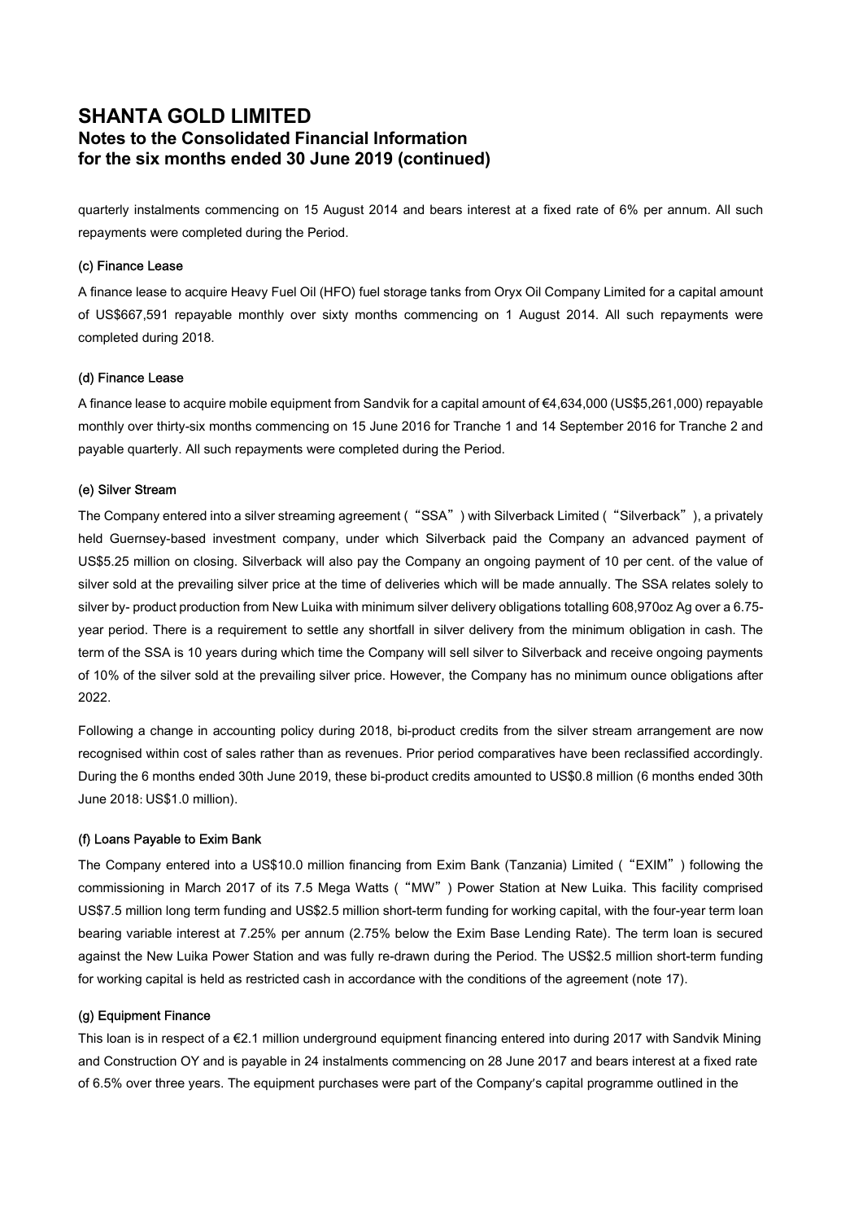# SHANTA GOLD LIMITED
## Notes to the Consolidated Financial Information for the six months ended 30 June 2019 (continued)

quarterly instalments commencing on 15 August 2014 and bears interest at a fixed rate of 6% per annum. All such repayments were completed during the Period.

#### (c) Finance Lease

A finance lease to acquire Heavy Fuel Oil (HFO) fuel storage tanks from Oryx Oil Company Limited for a capital amount of US$667,591 repayable monthly over sixty months commencing on 1 August 2014. All such repayments were completed during 2018.

#### (d) Finance Lease

A finance lease to acquire mobile equipment from Sandvik for a capital amount of €4,634,000 (US$5,261,000) repayable monthly over thirty-six months commencing on 15 June 2016 for Tranche 1 and 14 September 2016 for Tranche 2 and payable quarterly. All such repayments were completed during the Period.

#### (e) Silver Stream

The Company entered into a silver streaming agreement ("SSA") with Silverback Limited ("Silverback"), a privately held Guernsey-based investment company, under which Silverback paid the Company an advanced payment of US$5.25 million on closing. Silverback will also pay the Company an ongoing payment of 10 per cent. of the value of silver sold at the prevailing silver price at the time of deliveries which will be made annually. The SSA relates solely to silver by- product production from New Luika with minimum silver delivery obligations totalling 608,970oz Ag over a 6.75-year period. There is a requirement to settle any shortfall in silver delivery from the minimum obligation in cash. The term of the SSA is 10 years during which time the Company will sell silver to Silverback and receive ongoing payments of 10% of the silver sold at the prevailing silver price. However, the Company has no minimum ounce obligations after 2022.

Following a change in accounting policy during 2018, bi-product credits from the silver stream arrangement are now recognised within cost of sales rather than as revenues. Prior period comparatives have been reclassified accordingly. During the 6 months ended 30th June 2019, these bi-product credits amounted to US$0.8 million (6 months ended 30th June 2018: US$1.0 million).

#### (f) Loans Payable to Exim Bank

The Company entered into a US$10.0 million financing from Exim Bank (Tanzania) Limited ("EXIM") following the commissioning in March 2017 of its 7.5 Mega Watts ("MW") Power Station at New Luika. This facility comprised US$7.5 million long term funding and US$2.5 million short-term funding for working capital, with the four-year term loan bearing variable interest at 7.25% per annum (2.75% below the Exim Base Lending Rate). The term loan is secured against the New Luika Power Station and was fully re-drawn during the Period. The US$2.5 million short-term funding for working capital is held as restricted cash in accordance with the conditions of the agreement (note 17).

#### (g) Equipment Finance

This loan is in respect of a €2.1 million underground equipment financing entered into during 2017 with Sandvik Mining and Construction OY and is payable in 24 instalments commencing on 28 June 2017 and bears interest at a fixed rate of 6.5% over three years. The equipment purchases were part of the Company's capital programme outlined in the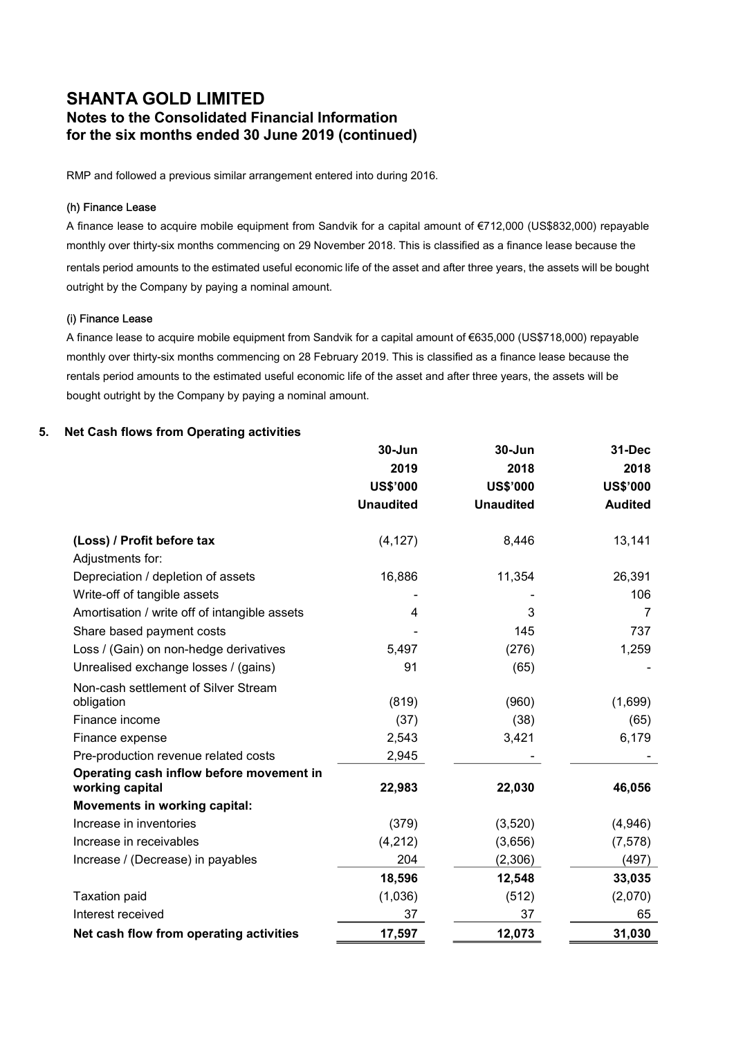# SHANTA GOLD LIMITED

## Notes to the Consolidated Financial Information for the six months ended 30 June 2019 (continued)

RMP and followed a previous similar arrangement entered into during 2016.

#### (h) Finance Lease

A finance lease to acquire mobile equipment from Sandvik for a capital amount of €712,000 (US$832,000) repayable monthly over thirty-six months commencing on 29 November 2018. This is classified as a finance lease because the rentals period amounts to the estimated useful economic life of the asset and after three years, the assets will be bought outright by the Company by paying a nominal amount.

#### (i) Finance Lease

A finance lease to acquire mobile equipment from Sandvik for a capital amount of €635,000 (US$718,000) repayable monthly over thirty-six months commencing on 28 February 2019. This is classified as a finance lease because the rentals period amounts to the estimated useful economic life of the asset and after three years, the assets will be bought outright by the Company by paying a nominal amount.

### 5. Net Cash flows from Operating activities

| | 30-Jun 2019 US$'000 Unaudited | 30-Jun 2018 US$'000 Unaudited | 31-Dec 2018 US$'000 Audited |
|---|---|---|---|
| **(Loss) / Profit before tax** | (4,127) | 8,446 | 13,141 |
| Adjustments for: | | | |
| Depreciation / depletion of assets | 16,886 | 11,354 | 26,391 |
| Write-off of tangible assets | - | - | 106 |
| Amortisation / write off of intangible assets | 4 | 3 | 7 |
| Share based payment costs | - | 145 | 737 |
| Loss / (Gain) on non-hedge derivatives | 5,497 | (276) | 1,259 |
| Unrealised exchange losses / (gains) | 91 | (65) | - |
| Non-cash settlement of Silver Stream obligation | (819) | (960) | (1,699) |
| Finance income | (37) | (38) | (65) |
| Finance expense | 2,543 | 3,421 | 6,179 |
| Pre-production revenue related costs | 2,945 | - | - |
| **Operating cash inflow before movement in working capital** | **22,983** | **22,030** | **46,056** |
| **Movements in working capital:** | | | |
| Increase in inventories | (379) | (3,520) | (4,946) |
| Increase in receivables | (4,212) | (3,656) | (7,578) |
| Increase / (Decrease) in payables | 204 | (2,306) | (497) |
| | **18,596** | **12,548** | **33,035** |
| Taxation paid | (1,036) | (512) | (2,070) |
| Interest received | 37 | 37 | 65 |
| **Net cash flow from operating activities** | **17,597** | **12,073** | **31,030** |